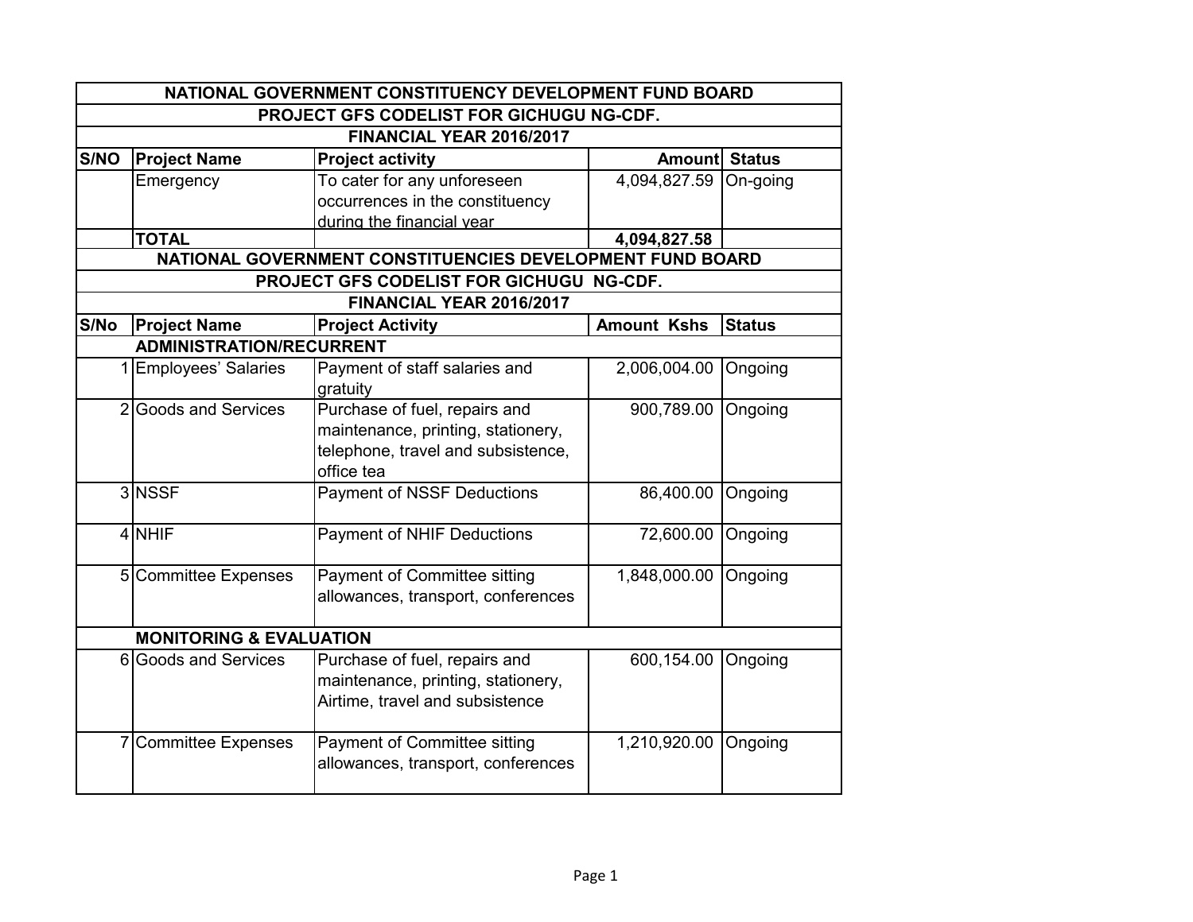| NATIONAL GOVERNMENT CONSTITUENCY DEVELOPMENT FUND BOARD | | | | |
|---|---|---|---|---|
| PROJECT GFS CODELIST FOR GICHUGU NG-CDF. | | | | |
| FINANCIAL YEAR 2016/2017 | | | | |
| **S/NO** | **Project Name** | **Project activity** | **Amount** | **Status** |
| | Emergency | To cater for any unforeseen occurrences in the constituency during the financial year | 4,094,827.59 | On-going |
| | **TOTAL** | | **4,094,827.58** | |

| NATIONAL GOVERNMENT CONSTITUENCIES DEVELOPMENT FUND BOARD | | | | |
|---|---|---|---|---|
| PROJECT GFS CODELIST FOR GICHUGU NG-CDF. | | | | |
| FINANCIAL YEAR 2016/2017 | | | | |
| **S/No** | **Project Name** | **Project Activity** | **Amount Kshs** | **Status** |
| | **ADMINISTRATION/RECURRENT** | | | |
| 1 | Employees' Salaries | Payment of staff salaries and gratuity | 2,006,004.00 | Ongoing |
| 2 | Goods and Services | Purchase of fuel, repairs and maintenance, printing, stationery, telephone, travel and subsistence, office tea | 900,789.00 | Ongoing |
| 3 | NSSF | Payment of NSSF Deductions | 86,400.00 | Ongoing |
| 4 | NHIF | Payment of NHIF Deductions | 72,600.00 | Ongoing |
| 5 | Committee Expenses | Payment of Committee sitting allowances, transport, conferences | 1,848,000.00 | Ongoing |
| | **MONITORING & EVALUATION** | | | |
| 6 | Goods and Services | Purchase of fuel, repairs and maintenance, printing, stationery, Airtime, travel and subsistence | 600,154.00 | Ongoing |
| 7 | Committee Expenses | Payment of Committee sitting allowances, transport, conferences | 1,210,920.00 | Ongoing |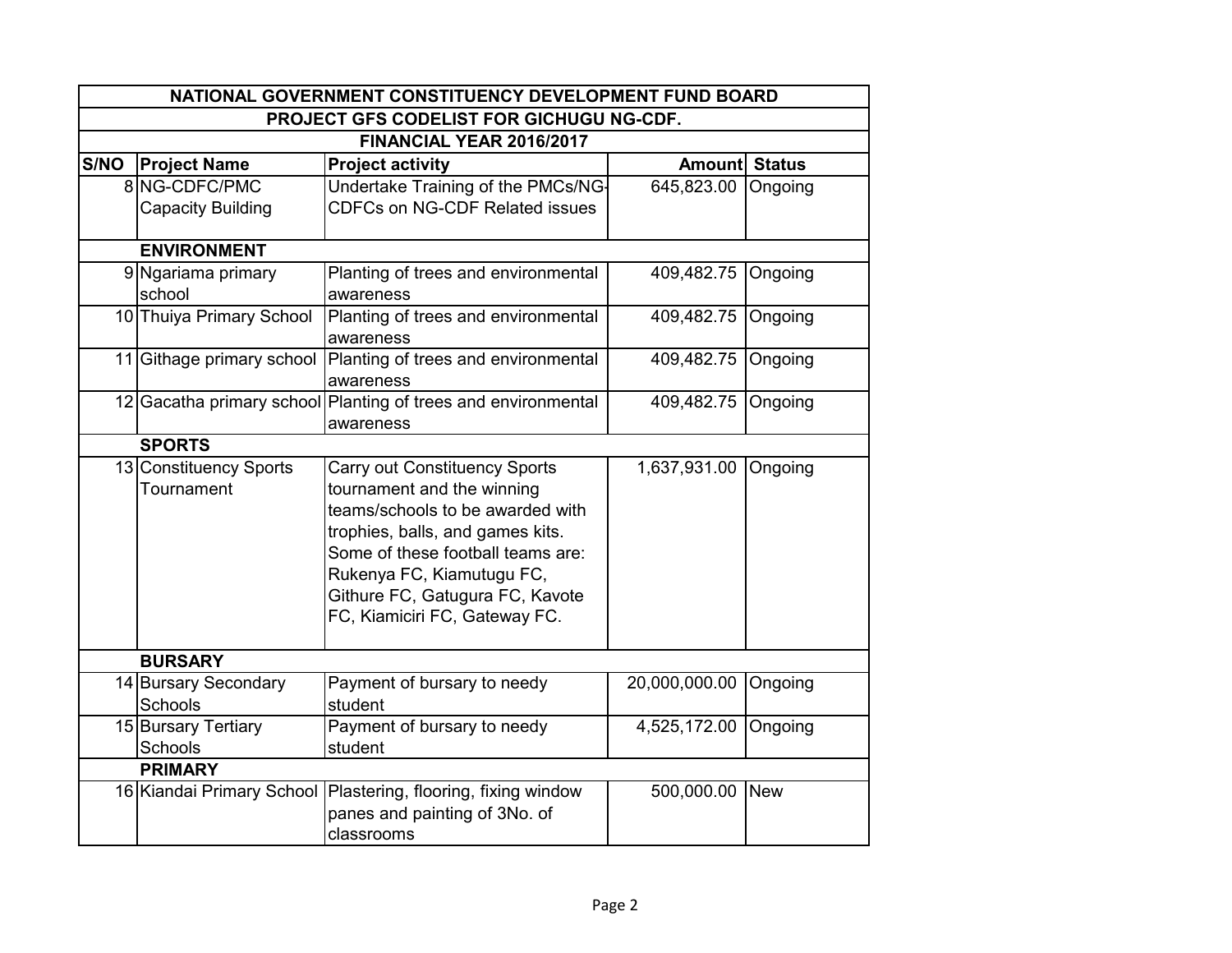| NATIONAL GOVERNMENT CONSTITUENCY DEVELOPMENT FUND BOARD | | | | |
|---|---|---|---|---|
| PROJECT GFS CODELIST FOR GICHUGU NG-CDF. | | | | |
| FINANCIAL YEAR 2016/2017 | | | | |
| S/NO | Project Name | Project activity | Amount | Status |
| 8 | NG-CDFC/PMC Capacity Building | Undertake Training of the PMCs/NG-CDFCs on NG-CDF Related issues | 645,823.00 | Ongoing |
| | **ENVIRONMENT** | | | |
| 9 | Ngariama primary school | Planting of trees and environmental awareness | 409,482.75 | Ongoing |
| 10 | Thuiya Primary School | Planting of trees and environmental awareness | 409,482.75 | Ongoing |
| 11 | Githage primary school | Planting of trees and environmental awareness | 409,482.75 | Ongoing |
| 12 | Gacatha primary school | Planting of trees and environmental awareness | 409,482.75 | Ongoing |
| | **SPORTS** | | | |
| 13 | Constituency Sports Tournament | Carry out Constituency Sports tournament and the winning teams/schools to be awarded with trophies, balls, and games kits. Some of these football teams are: Rukenya FC, Kiamutugu FC, Githure FC, Gatugura FC, Kavote FC, Kiamiciri FC, Gateway FC. | 1,637,931.00 | Ongoing |
| | **BURSARY** | | | |
| 14 | Bursary Secondary Schools | Payment of bursary to needy student | 20,000,000.00 | Ongoing |
| 15 | Bursary Tertiary Schools | Payment of bursary to needy student | 4,525,172.00 | Ongoing |
| | **PRIMARY** | | | |
| 16 | Kiandai Primary School | Plastering, flooring, fixing window panes and painting of 3No. of classrooms | 500,000.00 | New |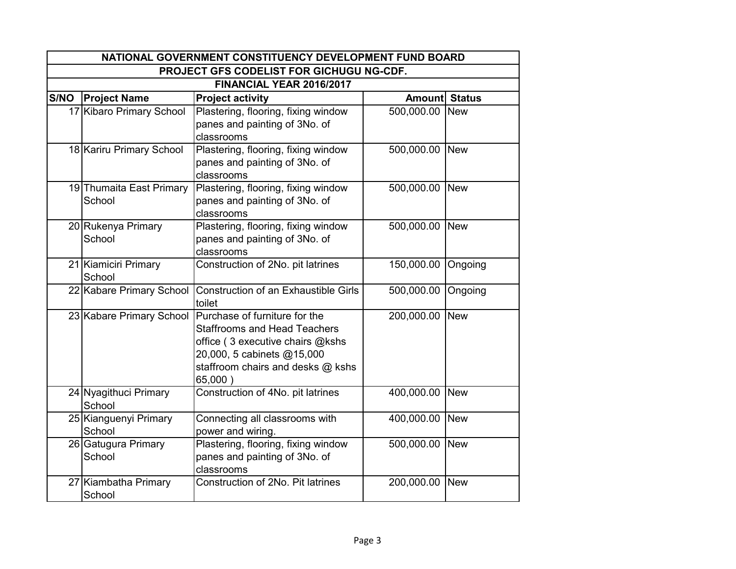| NATIONAL GOVERNMENT CONSTITUENCY DEVELOPMENT FUND BOARD | | | | |
|---|---|---|---|---|
| PROJECT GFS CODELIST FOR GICHUGU NG-CDF. | | | | |
| FINANCIAL YEAR 2016/2017 | | | | |
| S/NO | Project Name | Project activity | Amount | Status |
| 17 | Kibaro Primary School | Plastering, flooring, fixing window panes and painting of 3No. of classrooms | 500,000.00 | New |
| 18 | Kariru Primary School | Plastering, flooring, fixing window panes and painting of 3No. of classrooms | 500,000.00 | New |
| 19 | Thumaita East Primary School | Plastering, flooring, fixing window panes and painting of 3No. of classrooms | 500,000.00 | New |
| 20 | Rukenya Primary School | Plastering, flooring, fixing window panes and painting of 3No. of classrooms | 500,000.00 | New |
| 21 | Kiamiciri Primary School | Construction of 2No. pit latrines | 150,000.00 | Ongoing |
| 22 | Kabare Primary School | Construction of an Exhaustible Girls toilet | 500,000.00 | Ongoing |
| 23 | Kabare Primary School | Purchase of furniture for the Staffrooms and Head Teachers office ( 3 executive chairs @kshs 20,000, 5 cabinets @15,000 staffroom chairs and desks @ kshs 65,000 ) | 200,000.00 | New |
| 24 | Nyagithuci Primary School | Construction of 4No. pit latrines | 400,000.00 | New |
| 25 | Kianguenyi Primary School | Connecting all classrooms with power and wiring. | 400,000.00 | New |
| 26 | Gatugura Primary School | Plastering, flooring, fixing window panes and painting of 3No. of classrooms | 500,000.00 | New |
| 27 | Kiambatha Primary School | Construction of 2No. Pit latrines | 200,000.00 | New |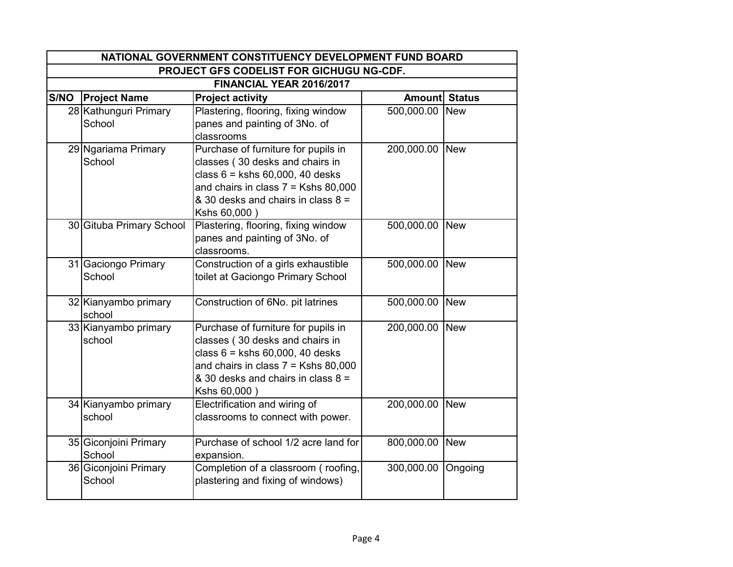| NATIONAL GOVERNMENT CONSTITUENCY DEVELOPMENT FUND BOARD | | | | |
|---|---|---|---|---|
| PROJECT GFS CODELIST FOR GICHUGU NG-CDF. | | | | |
| FINANCIAL YEAR 2016/2017 | | | | |
| **S/NO** | **Project Name** | **Project activity** | **Amount** | **Status** |
| 28 | Kathunguri Primary School | Plastering, flooring, fixing window panes and painting of 3No. of classrooms | 500,000.00 | New |
| 29 | Ngariama Primary School | Purchase of furniture for pupils in classes ( 30 desks and chairs in class 6 = kshs 60,000, 40 desks and chairs in class 7 = Kshs 80,000 & 30 desks and chairs in class 8 = Kshs 60,000 ) | 200,000.00 | New |
| 30 | Gituba Primary School | Plastering, flooring, fixing window panes and painting of 3No. of classrooms. | 500,000.00 | New |
| 31 | Gaciongo Primary School | Construction of a girls exhaustible toilet at Gaciongo Primary School | 500,000.00 | New |
| 32 | Kianyambo primary school | Construction of 6No. pit latrines | 500,000.00 | New |
| 33 | Kianyambo primary school | Purchase of furniture for pupils in classes ( 30 desks and chairs in class 6 = kshs 60,000, 40 desks and chairs in class 7 = Kshs 80,000 & 30 desks and chairs in class 8 = Kshs 60,000 ) | 200,000.00 | New |
| 34 | Kianyambo primary school | Electrification and wiring of classrooms to connect with power. | 200,000.00 | New |
| 35 | Giconjoini Primary School | Purchase of school 1/2 acre land for expansion. | 800,000.00 | New |
| 36 | Giconjoini Primary School | Completion of a classroom ( roofing, plastering and fixing of windows) | 300,000.00 | Ongoing |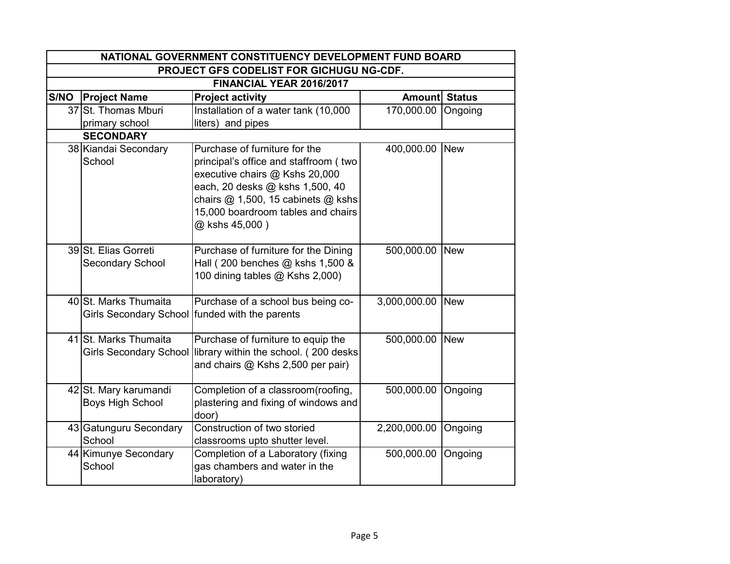| NATIONAL GOVERNMENT CONSTITUENCY DEVELOPMENT FUND BOARD | | | | |
|---|---|---|---|---|
| PROJECT GFS CODELIST FOR GICHUGU NG-CDF. | | | | |
| FINANCIAL YEAR 2016/2017 | | | | |
| **S/NO** | **Project Name** | **Project activity** | **Amount** | **Status** |
| 37 | St. Thomas Mburi primary school | Installation of a water tank (10,000 liters) and pipes | 170,000.00 | Ongoing |
| | **SECONDARY** | | | |
| 38 | Kiandai Secondary School | Purchase of furniture for the principal's office and staffroom ( two executive chairs @ Kshs 20,000 each, 20 desks @ kshs 1,500, 40 chairs @ 1,500, 15 cabinets @ kshs 15,000 boardroom tables and chairs @ kshs 45,000 ) | 400,000.00 | New |
| 39 | St. Elias Gorreti Secondary School | Purchase of furniture for the Dining Hall ( 200 benches @ kshs 1,500 & 100 dining tables @ Kshs 2,000) | 500,000.00 | New |
| 40 | St. Marks Thumaita Girls Secondary School | Purchase of a school bus being co-funded with the parents | 3,000,000.00 | New |
| 41 | St. Marks Thumaita Girls Secondary School | Purchase of furniture to equip the library within the school. ( 200 desks and chairs @ Kshs 2,500 per pair) | 500,000.00 | New |
| 42 | St. Mary karumandi Boys High School | Completion of a classroom(roofing, plastering and fixing of windows and door) | 500,000.00 | Ongoing |
| 43 | Gatunguru Secondary School | Construction of two storied classrooms upto shutter level. | 2,200,000.00 | Ongoing |
| 44 | Kimunye Secondary School | Completion of a Laboratory (fixing gas chambers and water in the laboratory) | 500,000.00 | Ongoing |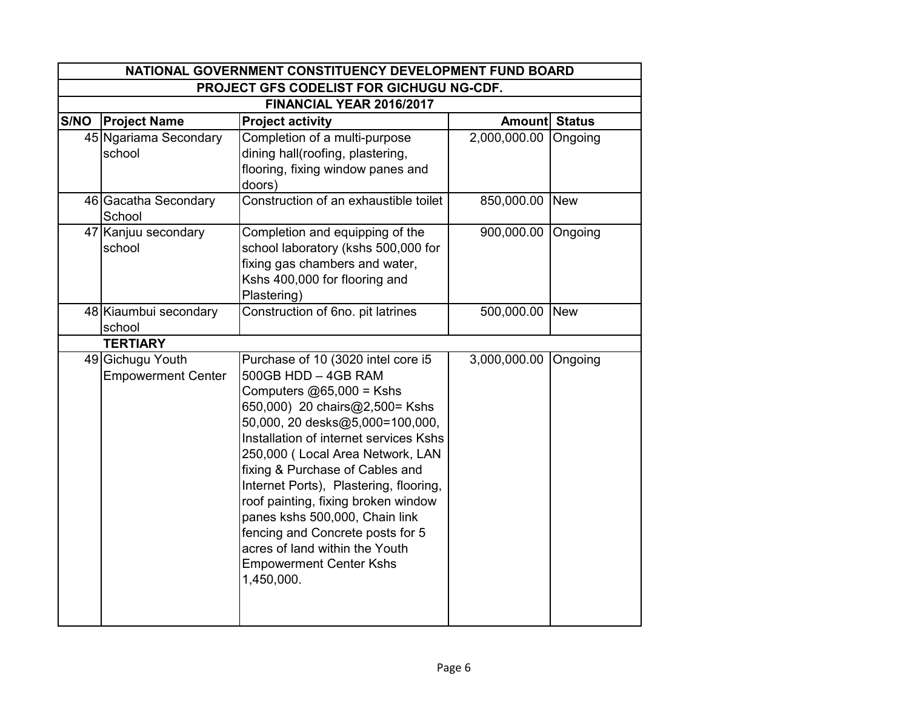| NATIONAL GOVERNMENT CONSTITUENCY DEVELOPMENT FUND BOARD | | | | |
|---|---|---|---|---|
| PROJECT GFS CODELIST FOR GICHUGU NG-CDF. | | | | |
| FINANCIAL YEAR 2016/2017 | | | | |
| **S/NO** | **Project Name** | **Project activity** | **Amount** | **Status** |
| 45 | Ngariama Secondary school | Completion of a multi-purpose dining hall(roofing, plastering, flooring, fixing window panes and doors) | 2,000,000.00 | Ongoing |
| 46 | Gacatha Secondary School | Construction of an exhaustible toilet | 850,000.00 | New |
| 47 | Kanjuu secondary school | Completion and equipping of the school laboratory (kshs 500,000 for fixing gas chambers and water, Kshs 400,000 for flooring and Plastering) | 900,000.00 | Ongoing |
| 48 | Kiaumbui secondary school | Construction of 6no. pit latrines | 500,000.00 | New |
| | **TERTIARY** | | | |
| 49 | Gichugu Youth Empowerment Center | Purchase of 10 (3020 intel core i5 500GB HDD – 4GB RAM Computers @65,000 = Kshs 650,000) 20 chairs@2,500= Kshs 50,000, 20 desks@5,000=100,000, Installation of internet services Kshs 250,000 ( Local Area Network, LAN fixing & Purchase of Cables and Internet Ports), Plastering, flooring, roof painting, fixing broken window panes kshs 500,000, Chain link fencing and Concrete posts for 5 acres of land within the Youth Empowerment Center Kshs 1,450,000. | 3,000,000.00 | Ongoing |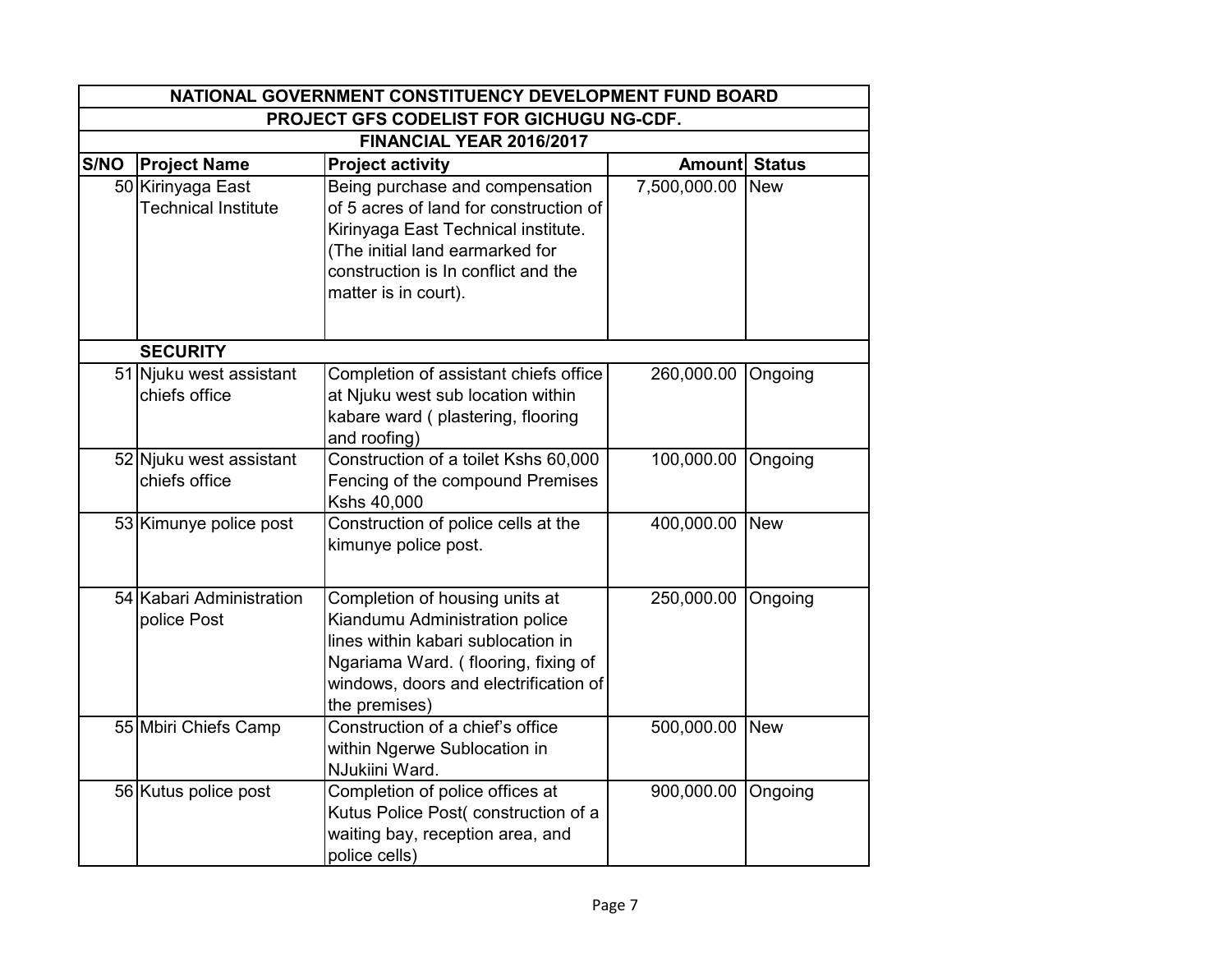| NATIONAL GOVERNMENT CONSTITUENCY DEVELOPMENT FUND BOARD | | | | |
|---|---|---|---|---|
| PROJECT GFS CODELIST FOR GICHUGU NG-CDF. | | | | |
| FINANCIAL YEAR 2016/2017 | | | | |
| **S/NO** | **Project Name** | **Project activity** | **Amount** | **Status** |
| 50 | Kirinyaga East Technical Institute | Being purchase and compensation of 5 acres of land for construction of Kirinyaga East Technical institute. (The initial land earmarked for construction is In conflict and the matter is in court). | 7,500,000.00 | New |
| | **SECURITY** | | | |
| 51 | Njuku west assistant chiefs office | Completion of assistant chiefs office at Njuku west sub location within kabare ward ( plastering, flooring and roofing) | 260,000.00 | Ongoing |
| 52 | Njuku west assistant chiefs office | Construction of a toilet Kshs 60,000 Fencing of the compound Premises Kshs 40,000 | 100,000.00 | Ongoing |
| 53 | Kimunye police post | Construction of police cells at the kimunye police post. | 400,000.00 | New |
| 54 | Kabari Administration police Post | Completion of housing units at Kiandumu Administration police lines within kabari sublocation in Ngariama Ward. ( flooring, fixing of windows, doors and electrification of the premises) | 250,000.00 | Ongoing |
| 55 | Mbiri Chiefs Camp | Construction of a chief's office within Ngerwe Sublocation in NJukiini Ward. | 500,000.00 | New |
| 56 | Kutus police post | Completion of police offices at Kutus Police Post( construction of a waiting bay, reception area, and police cells) | 900,000.00 | Ongoing |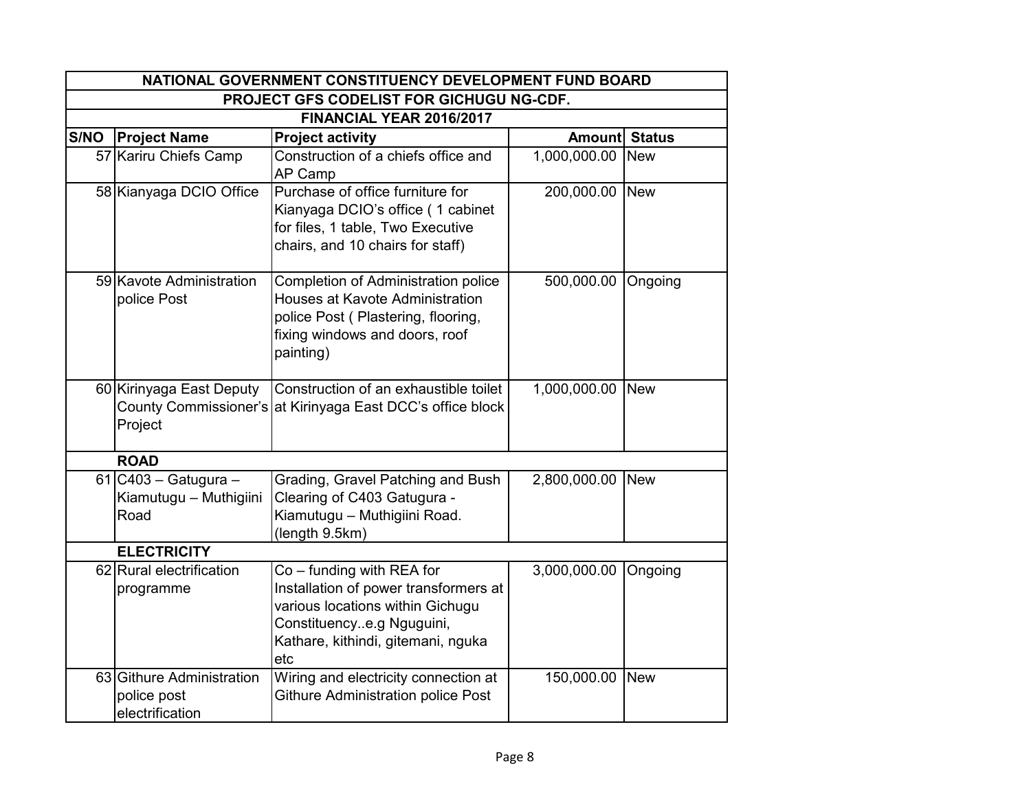| NATIONAL GOVERNMENT CONSTITUENCY DEVELOPMENT FUND BOARD | | | | |
|---|---|---|---|---|
| PROJECT GFS CODELIST FOR GICHUGU NG-CDF. | | | | |
| FINANCIAL YEAR 2016/2017 | | | | |
| S/NO | Project Name | Project activity | Amount | Status |
| 57 | Kariru Chiefs Camp | Construction of a chiefs office and AP Camp | 1,000,000.00 | New |
| 58 | Kianyaga DCIO Office | Purchase of office furniture for Kianyaga DCIO's office ( 1 cabinet for files, 1 table, Two Executive chairs, and 10 chairs for staff) | 200,000.00 | New |
| 59 | Kavote Administration police Post | Completion of Administration police Houses at Kavote Administration police Post ( Plastering, flooring, fixing windows and doors, roof painting) | 500,000.00 | Ongoing |
| 60 | Kirinyaga East Deputy County Commissioner's Project | Construction of an exhaustible toilet at Kirinyaga East DCC's office block | 1,000,000.00 | New |
| | **ROAD** | | | |
| 61 | C403 – Gatugura – Kiamutugu – Muthigiini Road | Grading, Gravel Patching and Bush Clearing of C403 Gatugura - Kiamutugu – Muthigiini Road. (length 9.5km) | 2,800,000.00 | New |
| | **ELECTRICITY** | | | |
| 62 | Rural electrification programme | Co – funding with REA for Installation of power transformers at various locations within Gichugu Constituency..e.g Nguguini, Kathare, kithindi, gitemani, nguka etc | 3,000,000.00 | Ongoing |
| 63 | Githure Administration police post electrification | Wiring and electricity connection at Githure Administration police Post | 150,000.00 | New |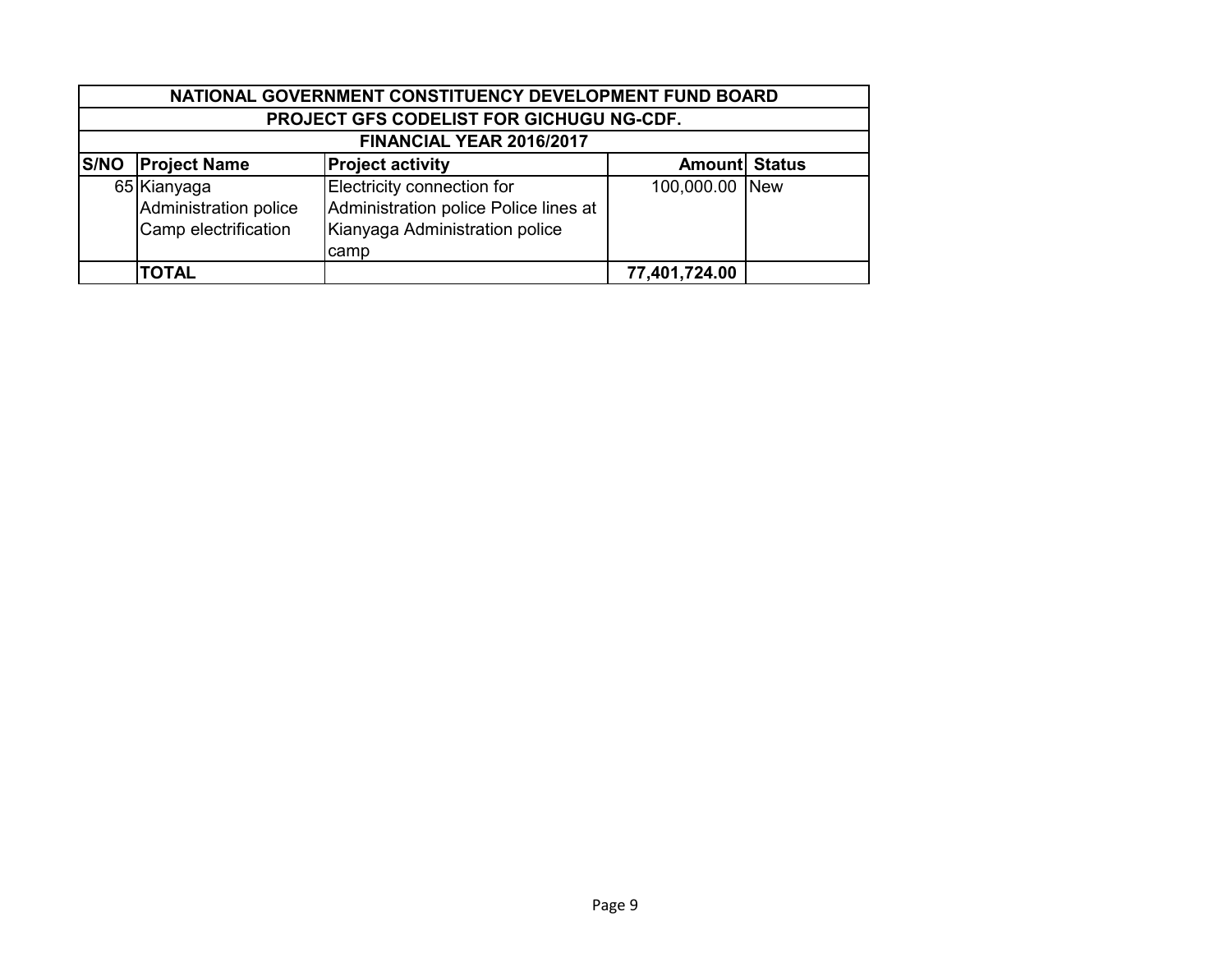| NATIONAL GOVERNMENT CONSTITUENCY DEVELOPMENT FUND BOARD | | | | |
|---|---|---|---|---|
| PROJECT GFS CODELIST FOR GICHUGU NG-CDF. | | | | |
| FINANCIAL YEAR 2016/2017 | | | | |
| **S/NO** | **Project Name** | **Project activity** | **Amount** | **Status** |
| 65 | Kianyaga Administration police Camp electrification | Electricity connection for Administration police Police lines at Kianyaga Administration police camp | 100,000.00 | New |
| | **TOTAL** | | **77,401,724.00** | |